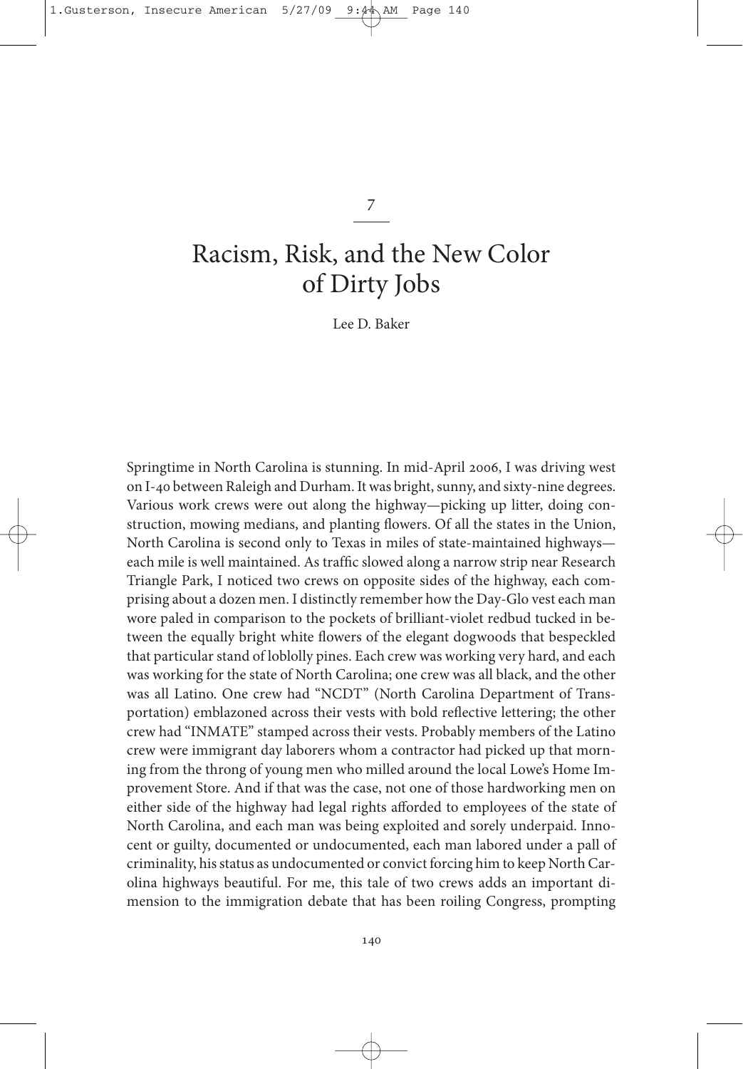7

# Racism, Risk, and the New Color of Dirty Jobs

Lee D. Baker

Springtime in North Carolina is stunning. In mid-April 2006, I was driving west on I-40 between Raleigh and Durham. It was bright, sunny, and sixty-nine degrees. Various work crews were out along the highway—picking up litter, doing construction, mowing medians, and planting flowers. Of all the states in the Union, North Carolina is second only to Texas in miles of state-maintained highways—each mile is well maintained. As traffic slowed along a narrow strip near Research Triangle Park, I noticed two crews on opposite sides of the highway, each comprising about a dozen men. I distinctly remember how the Day-Glo vest each man wore paled in comparison to the pockets of brilliant-violet redbud tucked in between the equally bright white flowers of the elegant dogwoods that bespeckled that particular stand of loblolly pines. Each crew was working very hard, and each was working for the state of North Carolina; one crew was all black, and the other was all Latino. One crew had "NCDT" (North Carolina Department of Transportation) emblazoned across their vests with bold reflective lettering; the other crew had "INMATE" stamped across their vests. Probably members of the Latino crew were immigrant day laborers whom a contractor had picked up that morning from the throng of young men who milled around the local Lowe's Home Improvement Store. And if that was the case, not one of those hardworking men on either side of the highway had legal rights afforded to employees of the state of North Carolina, and each man was being exploited and sorely underpaid. Innocent or guilty, documented or undocumented, each man labored under a pall of criminality, his status as undocumented or convict forcing him to keep North Carolina highways beautiful. For me, this tale of two crews adds an important dimension to the immigration debate that has been roiling Congress, prompting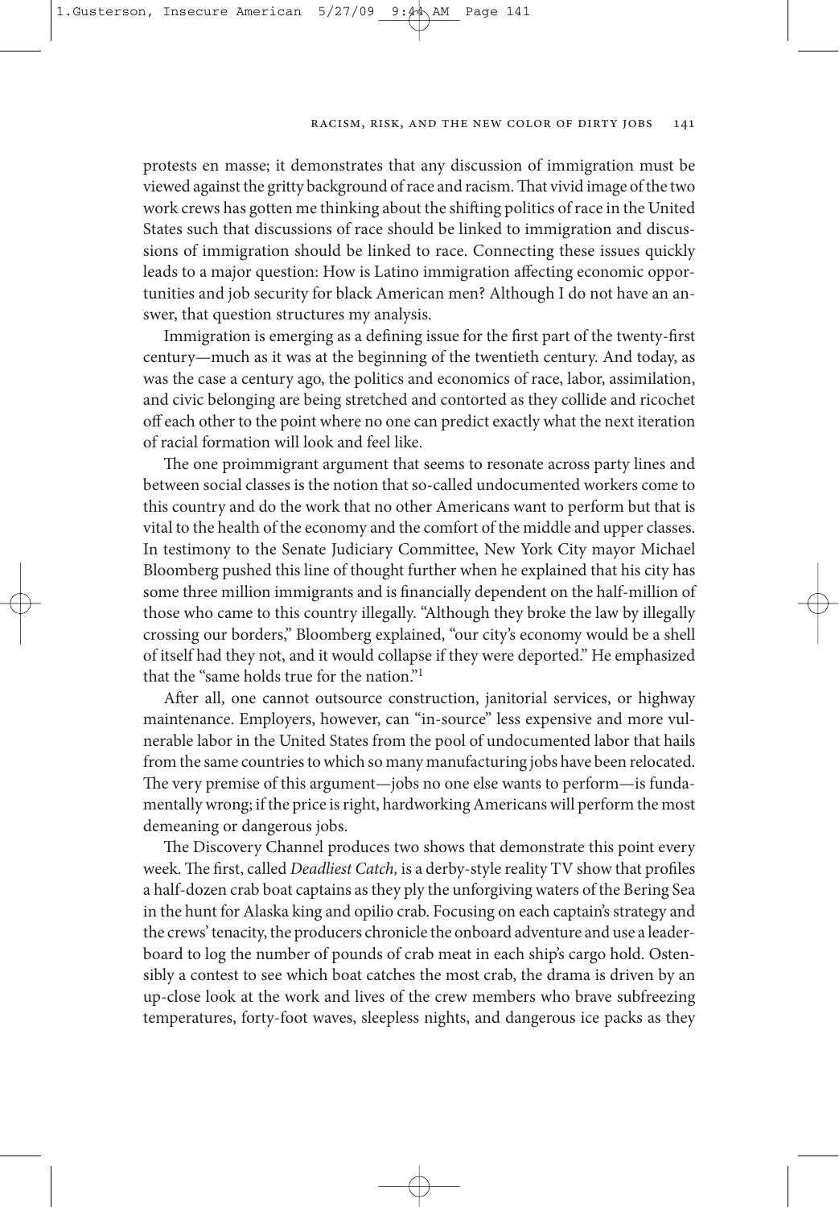protests en masse; it demonstrates that any discussion of immigration must be viewed against the gritty background of race and racism. That vivid image of the two work crews has gotten me thinking about the shifting politics of race in the United States such that discussions of race should be linked to immigration and discussions of immigration should be linked to race. Connecting these issues quickly leads to a major question: How is Latino immigration affecting economic opportunities and job security for black American men? Although I do not have an answer, that question structures my analysis.

Immigration is emerging as a defining issue for the first part of the twenty-first century—much as it was at the beginning of the twentieth century. And today, as was the case a century ago, the politics and economics of race, labor, assimilation, and civic belonging are being stretched and contorted as they collide and ricochet off each other to the point where no one can predict exactly what the next iteration of racial formation will look and feel like.

The one proimmigrant argument that seems to resonate across party lines and between social classes is the notion that so-called undocumented workers come to this country and do the work that no other Americans want to perform but that is vital to the health of the economy and the comfort of the middle and upper classes. In testimony to the Senate Judiciary Committee, New York City mayor Michael Bloomberg pushed this line of thought further when he explained that his city has some three million immigrants and is financially dependent on the half-million of those who came to this country illegally. "Although they broke the law by illegally crossing our borders," Bloomberg explained, "our city's economy would be a shell of itself had they not, and it would collapse if they were deported." He emphasized that the "same holds true for the nation."[1]

After all, one cannot outsource construction, janitorial services, or highway maintenance. Employers, however, can "in-source" less expensive and more vulnerable labor in the United States from the pool of undocumented labor that hails from the same countries to which so many manufacturing jobs have been relocated. The very premise of this argument—jobs no one else wants to perform—is fundamentally wrong; if the price is right, hardworking Americans will perform the most demeaning or dangerous jobs.

The Discovery Channel produces two shows that demonstrate this point every week. The first, called *Deadliest Catch,* is a derby-style reality TV show that profiles a half-dozen crab boat captains as they ply the unforgiving waters of the Bering Sea in the hunt for Alaska king and opilio crab. Focusing on each captain's strategy and the crews' tenacity, the producers chronicle the onboard adventure and use a leaderboard to log the number of pounds of crab meat in each ship's cargo hold. Ostensibly a contest to see which boat catches the most crab, the drama is driven by an up-close look at the work and lives of the crew members who brave subfreezing temperatures, forty-foot waves, sleepless nights, and dangerous ice packs as they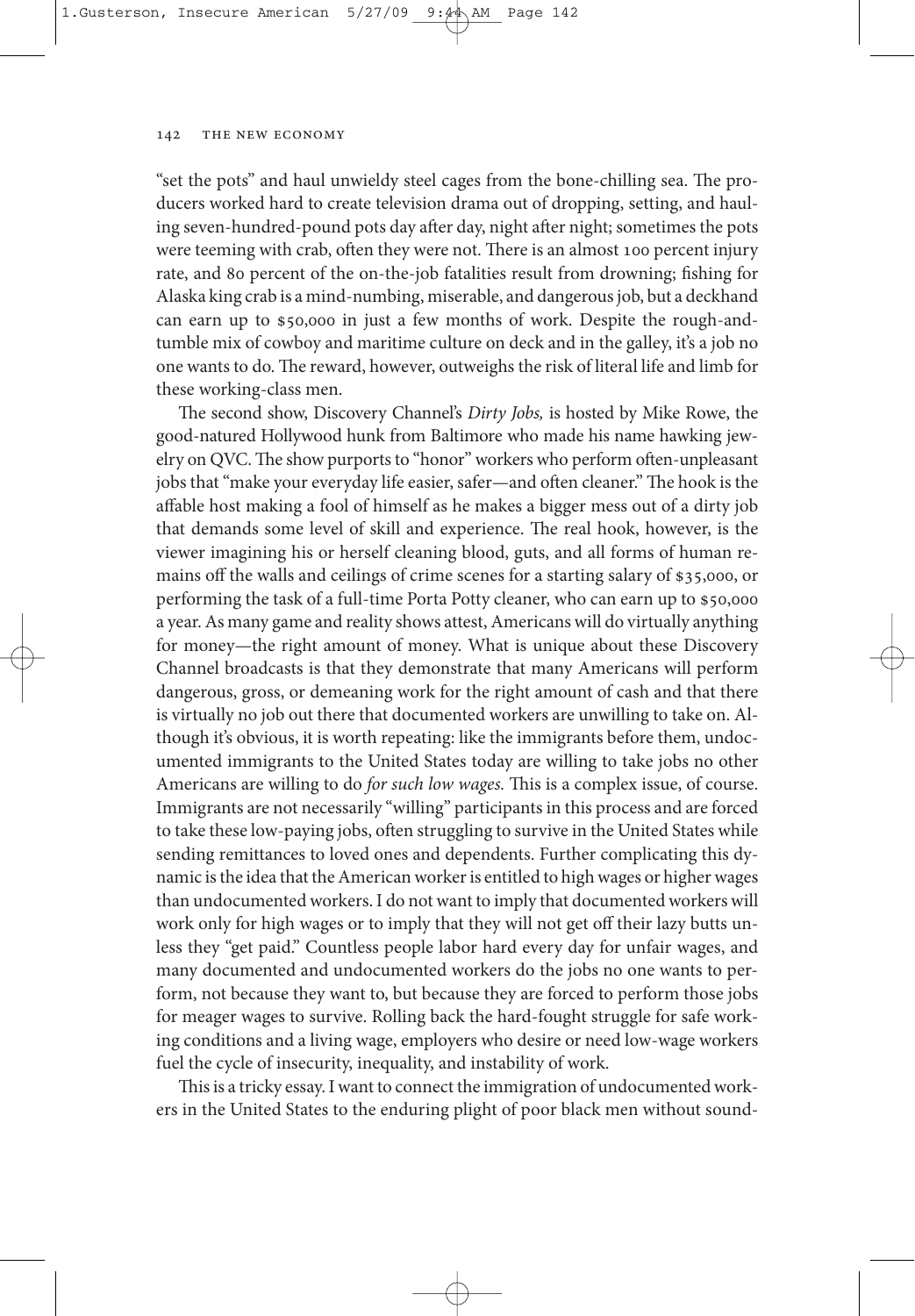"set the pots" and haul unwieldy steel cages from the bone-chilling sea. The producers worked hard to create television drama out of dropping, setting, and hauling seven-hundred-pound pots day after day, night after night; sometimes the pots were teeming with crab, often they were not. There is an almost 100 percent injury rate, and 80 percent of the on-the-job fatalities result from drowning; fishing for Alaska king crab is a mind-numbing, miserable, and dangerous job, but a deckhand can earn up to $50,000 in just a few months of work. Despite the rough-and-tumble mix of cowboy and maritime culture on deck and in the galley, it's a job no one wants to do. The reward, however, outweighs the risk of literal life and limb for these working-class men.

The second show, Discovery Channel's *Dirty Jobs,* is hosted by Mike Rowe, the good-natured Hollywood hunk from Baltimore who made his name hawking jewelry on QVC. The show purports to "honor" workers who perform often-unpleasant jobs that "make your everyday life easier, safer—and often cleaner." The hook is the affable host making a fool of himself as he makes a bigger mess out of a dirty job that demands some level of skill and experience. The real hook, however, is the viewer imagining his or herself cleaning blood, guts, and all forms of human remains off the walls and ceilings of crime scenes for a starting salary of $35,000, or performing the task of a full-time Porta Potty cleaner, who can earn up to $50,000 a year. As many game and reality shows attest, Americans will do virtually anything for money—the right amount of money. What is unique about these Discovery Channel broadcasts is that they demonstrate that many Americans will perform dangerous, gross, or demeaning work for the right amount of cash and that there is virtually no job out there that documented workers are unwilling to take on. Although it's obvious, it is worth repeating: like the immigrants before them, undocumented immigrants to the United States today are willing to take jobs no other Americans are willing to do *for such low wages.* This is a complex issue, of course. Immigrants are not necessarily "willing" participants in this process and are forced to take these low-paying jobs, often struggling to survive in the United States while sending remittances to loved ones and dependents. Further complicating this dynamic is the idea that the American worker is entitled to high wages or higher wages than undocumented workers. I do not want to imply that documented workers will work only for high wages or to imply that they will not get off their lazy butts unless they "get paid." Countless people labor hard every day for unfair wages, and many documented and undocumented workers do the jobs no one wants to perform, not because they want to, but because they are forced to perform those jobs for meager wages to survive. Rolling back the hard-fought struggle for safe working conditions and a living wage, employers who desire or need low-wage workers fuel the cycle of insecurity, inequality, and instability of work.

This is a tricky essay. I want to connect the immigration of undocumented workers in the United States to the enduring plight of poor black men without sound-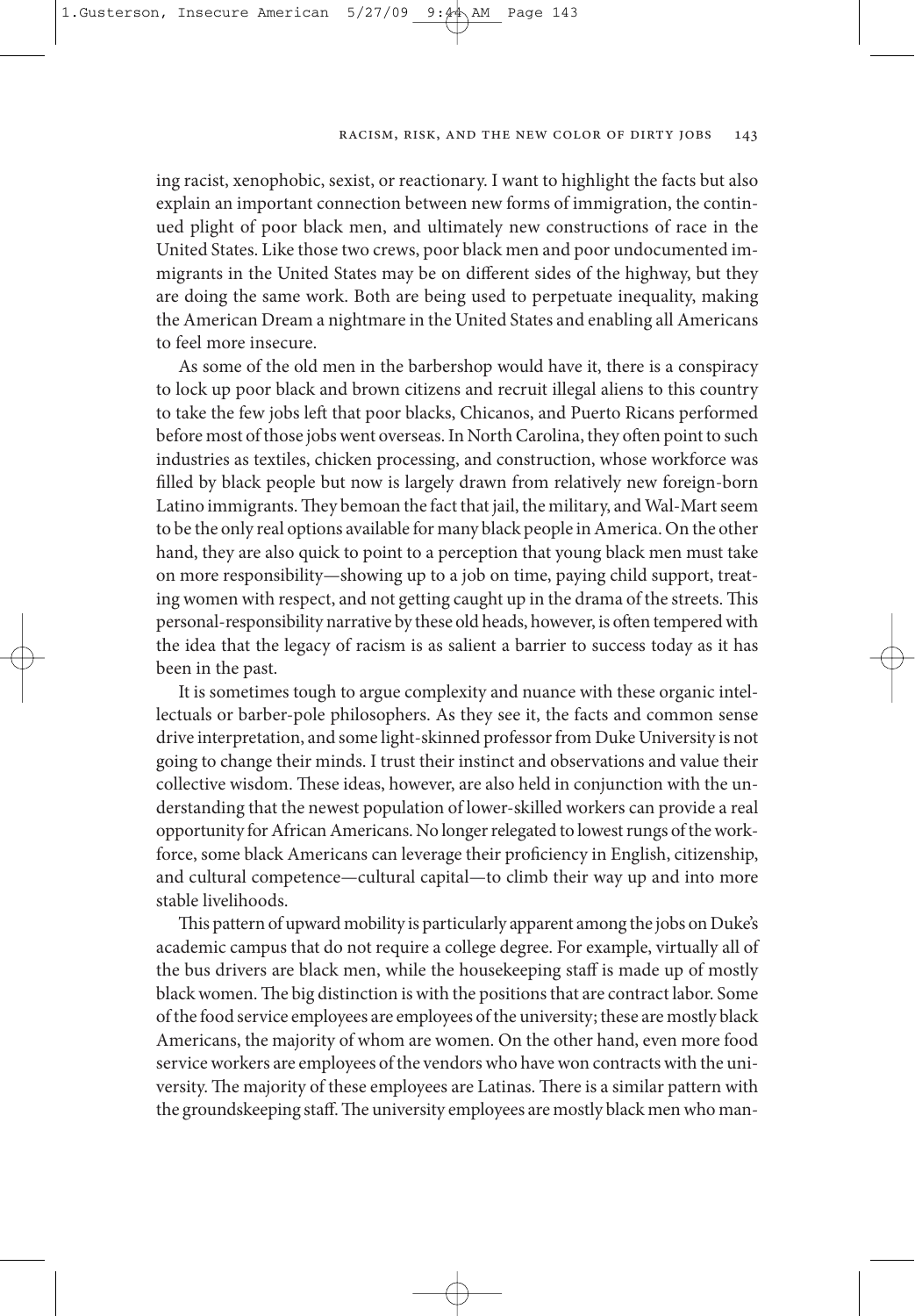ing racist, xenophobic, sexist, or reactionary. I want to highlight the facts but also explain an important connection between new forms of immigration, the continued plight of poor black men, and ultimately new constructions of race in the United States. Like those two crews, poor black men and poor undocumented immigrants in the United States may be on different sides of the highway, but they are doing the same work. Both are being used to perpetuate inequality, making the American Dream a nightmare in the United States and enabling all Americans to feel more insecure.

As some of the old men in the barbershop would have it, there is a conspiracy to lock up poor black and brown citizens and recruit illegal aliens to this country to take the few jobs left that poor blacks, Chicanos, and Puerto Ricans performed before most of those jobs went overseas. In North Carolina, they often point to such industries as textiles, chicken processing, and construction, whose workforce was filled by black people but now is largely drawn from relatively new foreign-born Latino immigrants. They bemoan the fact that jail, the military, and Wal-Mart seem to be the only real options available for many black people in America. On the other hand, they are also quick to point to a perception that young black men must take on more responsibility—showing up to a job on time, paying child support, treating women with respect, and not getting caught up in the drama of the streets. This personal-responsibility narrative by these old heads, however, is often tempered with the idea that the legacy of racism is as salient a barrier to success today as it has been in the past.

It is sometimes tough to argue complexity and nuance with these organic intellectuals or barber-pole philosophers. As they see it, the facts and common sense drive interpretation, and some light-skinned professor from Duke University is not going to change their minds. I trust their instinct and observations and value their collective wisdom. These ideas, however, are also held in conjunction with the understanding that the newest population of lower-skilled workers can provide a real opportunity for African Americans. No longer relegated to lowest rungs of the workforce, some black Americans can leverage their proficiency in English, citizenship, and cultural competence—cultural capital—to climb their way up and into more stable livelihoods.

This pattern of upward mobility is particularly apparent among the jobs on Duke's academic campus that do not require a college degree. For example, virtually all of the bus drivers are black men, while the housekeeping staff is made up of mostly black women. The big distinction is with the positions that are contract labor. Some of the food service employees are employees of the university; these are mostly black Americans, the majority of whom are women. On the other hand, even more food service workers are employees of the vendors who have won contracts with the university. The majority of these employees are Latinas. There is a similar pattern with the groundskeeping staff. The university employees are mostly black men who man-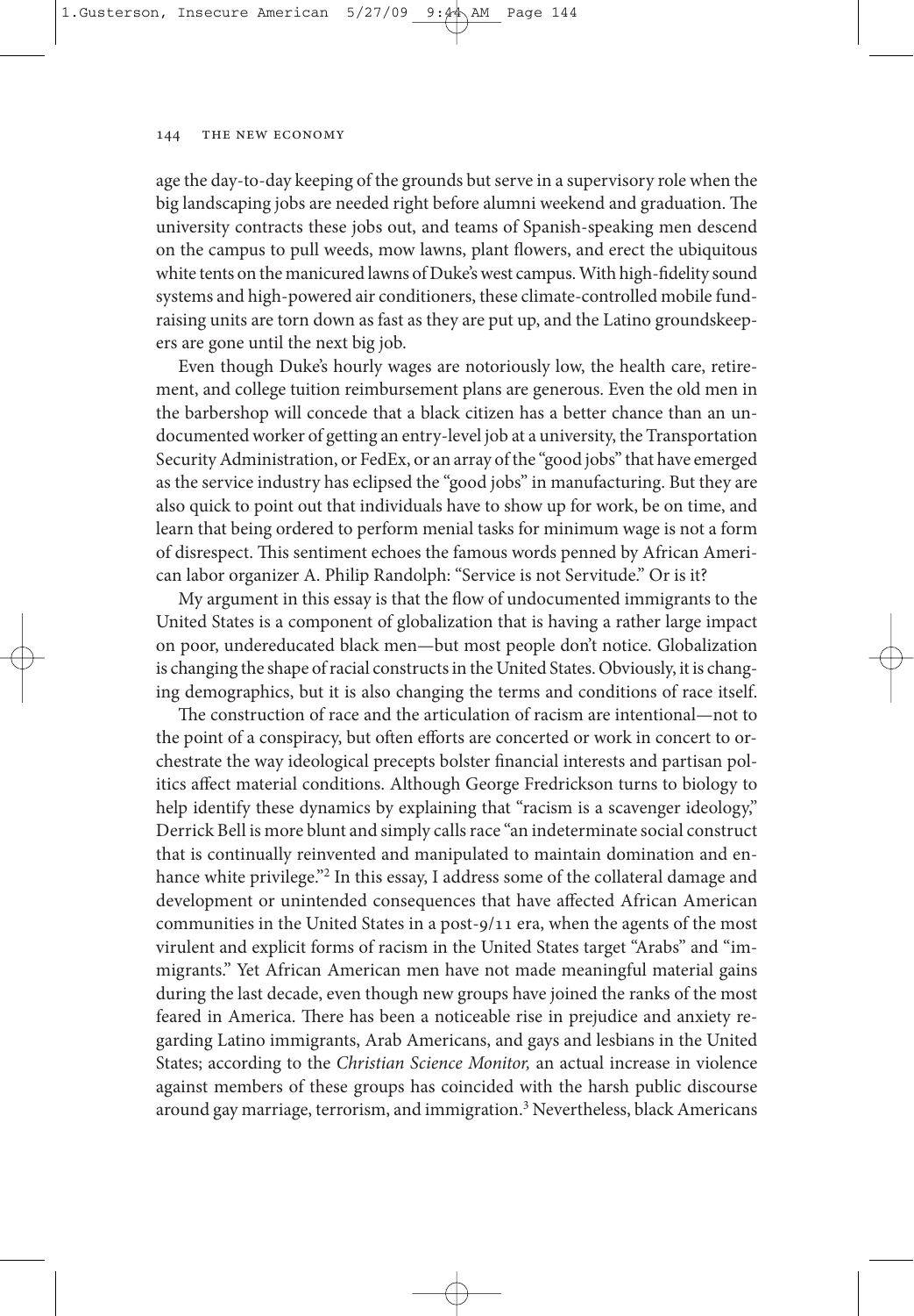age the day-to-day keeping of the grounds but serve in a supervisory role when the big landscaping jobs are needed right before alumni weekend and graduation. The university contracts these jobs out, and teams of Spanish-speaking men descend on the campus to pull weeds, mow lawns, plant flowers, and erect the ubiquitous white tents on the manicured lawns of Duke's west campus. With high-fidelity sound systems and high-powered air conditioners, these climate-controlled mobile fundraising units are torn down as fast as they are put up, and the Latino groundskeepers are gone until the next big job.

Even though Duke's hourly wages are notoriously low, the health care, retirement, and college tuition reimbursement plans are generous. Even the old men in the barbershop will concede that a black citizen has a better chance than an undocumented worker of getting an entry-level job at a university, the Transportation Security Administration, or FedEx, or an array of the "good jobs" that have emerged as the service industry has eclipsed the "good jobs" in manufacturing. But they are also quick to point out that individuals have to show up for work, be on time, and learn that being ordered to perform menial tasks for minimum wage is not a form of disrespect. This sentiment echoes the famous words penned by African American labor organizer A. Philip Randolph: "Service is not Servitude." Or is it?

My argument in this essay is that the flow of undocumented immigrants to the United States is a component of globalization that is having a rather large impact on poor, undereducated black men—but most people don't notice. Globalization is changing the shape of racial constructs in the United States. Obviously, it is changing demographics, but it is also changing the terms and conditions of race itself.

The construction of race and the articulation of racism are intentional—not to the point of a conspiracy, but often efforts are concerted or work in concert to orchestrate the way ideological precepts bolster financial interests and partisan politics affect material conditions. Although George Fredrickson turns to biology to help identify these dynamics by explaining that "racism is a scavenger ideology," Derrick Bell is more blunt and simply calls race "an indeterminate social construct that is continually reinvented and manipulated to maintain domination and enhance white privilege."[2] In this essay, I address some of the collateral damage and development or unintended consequences that have affected African American communities in the United States in a post-9/11 era, when the agents of the most virulent and explicit forms of racism in the United States target "Arabs" and "immigrants." Yet African American men have not made meaningful material gains during the last decade, even though new groups have joined the ranks of the most feared in America. There has been a noticeable rise in prejudice and anxiety regarding Latino immigrants, Arab Americans, and gays and lesbians in the United States; according to the *Christian Science Monitor,* an actual increase in violence against members of these groups has coincided with the harsh public discourse around gay marriage, terrorism, and immigration.[3] Nevertheless, black Americans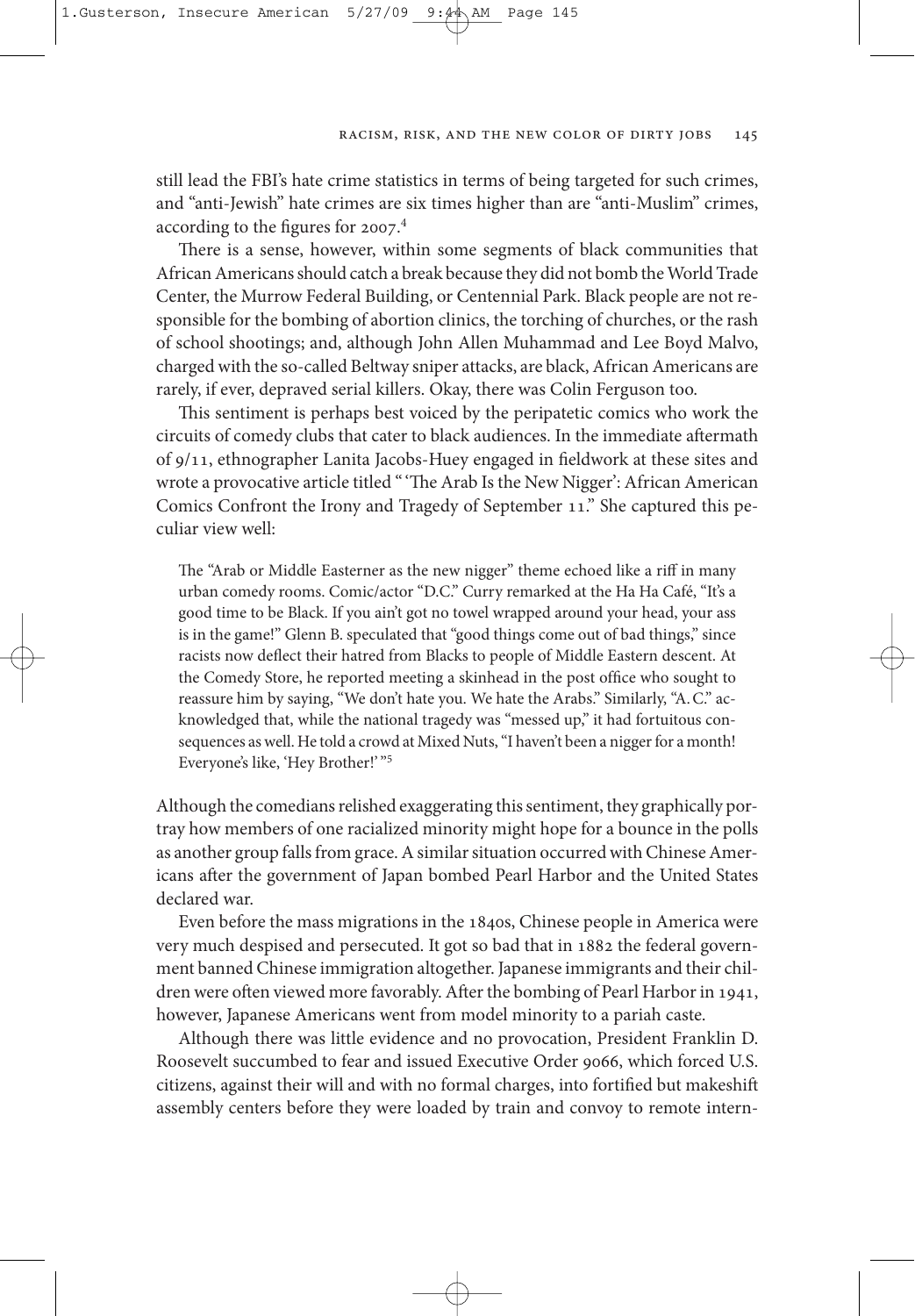still lead the FBI's hate crime statistics in terms of being targeted for such crimes, and "anti-Jewish" hate crimes are six times higher than are "anti-Muslim" crimes, according to the figures for 2007.[4]

There is a sense, however, within some segments of black communities that African Americans should catch a break because they did not bomb the World Trade Center, the Murrow Federal Building, or Centennial Park. Black people are not responsible for the bombing of abortion clinics, the torching of churches, or the rash of school shootings; and, although John Allen Muhammad and Lee Boyd Malvo, charged with the so-called Beltway sniper attacks, are black, African Americans are rarely, if ever, depraved serial killers. Okay, there was Colin Ferguson too.

This sentiment is perhaps best voiced by the peripatetic comics who work the circuits of comedy clubs that cater to black audiences. In the immediate aftermath of 9/11, ethnographer Lanita Jacobs-Huey engaged in fieldwork at these sites and wrote a provocative article titled "'The Arab Is the New Nigger': African American Comics Confront the Irony and Tragedy of September 11." She captured this peculiar view well:

> The "Arab or Middle Easterner as the new nigger" theme echoed like a riff in many urban comedy rooms. Comic/actor "D.C." Curry remarked at the Ha Ha Café, "It's a good time to be Black. If you ain't got no towel wrapped around your head, your ass is in the game!" Glenn B. speculated that "good things come out of bad things," since racists now deflect their hatred from Blacks to people of Middle Eastern descent. At the Comedy Store, he reported meeting a skinhead in the post office who sought to reassure him by saying, "We don't hate you. We hate the Arabs." Similarly, "A.C." acknowledged that, while the national tragedy was "messed up," it had fortuitous consequences as well. He told a crowd at Mixed Nuts, "I haven't been a nigger for a month! Everyone's like, 'Hey Brother!'"[5]

Although the comedians relished exaggerating this sentiment, they graphically portray how members of one racialized minority might hope for a bounce in the polls as another group falls from grace. A similar situation occurred with Chinese Americans after the government of Japan bombed Pearl Harbor and the United States declared war.

Even before the mass migrations in the 1840s, Chinese people in America were very much despised and persecuted. It got so bad that in 1882 the federal government banned Chinese immigration altogether. Japanese immigrants and their children were often viewed more favorably. After the bombing of Pearl Harbor in 1941, however, Japanese Americans went from model minority to a pariah caste.

Although there was little evidence and no provocation, President Franklin D. Roosevelt succumbed to fear and issued Executive Order 9066, which forced U.S. citizens, against their will and with no formal charges, into fortified but makeshift assembly centers before they were loaded by train and convoy to remote intern-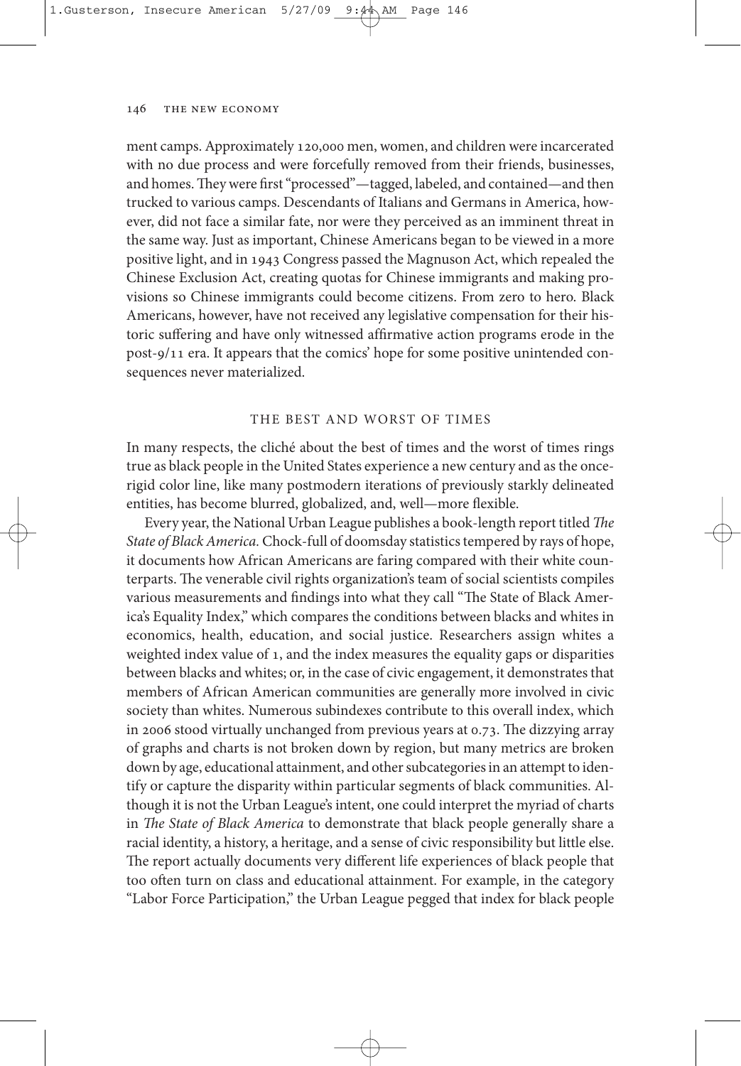ment camps. Approximately 120,000 men, women, and children were incarcerated with no due process and were forcefully removed from their friends, businesses, and homes. They were first "processed"—tagged, labeled, and contained—and then trucked to various camps. Descendants of Italians and Germans in America, however, did not face a similar fate, nor were they perceived as an imminent threat in the same way. Just as important, Chinese Americans began to be viewed in a more positive light, and in 1943 Congress passed the Magnuson Act, which repealed the Chinese Exclusion Act, creating quotas for Chinese immigrants and making provisions so Chinese immigrants could become citizens. From zero to hero. Black Americans, however, have not received any legislative compensation for their historic suffering and have only witnessed affirmative action programs erode in the post-9/11 era. It appears that the comics' hope for some positive unintended consequences never materialized.

## THE BEST AND WORST OF TIMES

In many respects, the cliché about the best of times and the worst of times rings true as black people in the United States experience a new century and as the once-rigid color line, like many postmodern iterations of previously starkly delineated entities, has become blurred, globalized, and, well—more flexible.

Every year, the National Urban League publishes a book-length report titled *The State of Black America*. Chock-full of doomsday statistics tempered by rays of hope, it documents how African Americans are faring compared with their white counterparts. The venerable civil rights organization's team of social scientists compiles various measurements and findings into what they call "The State of Black America's Equality Index," which compares the conditions between blacks and whites in economics, health, education, and social justice. Researchers assign whites a weighted index value of 1, and the index measures the equality gaps or disparities between blacks and whites; or, in the case of civic engagement, it demonstrates that members of African American communities are generally more involved in civic society than whites. Numerous subindexes contribute to this overall index, which in 2006 stood virtually unchanged from previous years at 0.73. The dizzying array of graphs and charts is not broken down by region, but many metrics are broken down by age, educational attainment, and other subcategories in an attempt to identify or capture the disparity within particular segments of black communities. Although it is not the Urban League's intent, one could interpret the myriad of charts in *The State of Black America* to demonstrate that black people generally share a racial identity, a history, a heritage, and a sense of civic responsibility but little else. The report actually documents very different life experiences of black people that too often turn on class and educational attainment. For example, in the category "Labor Force Participation," the Urban League pegged that index for black people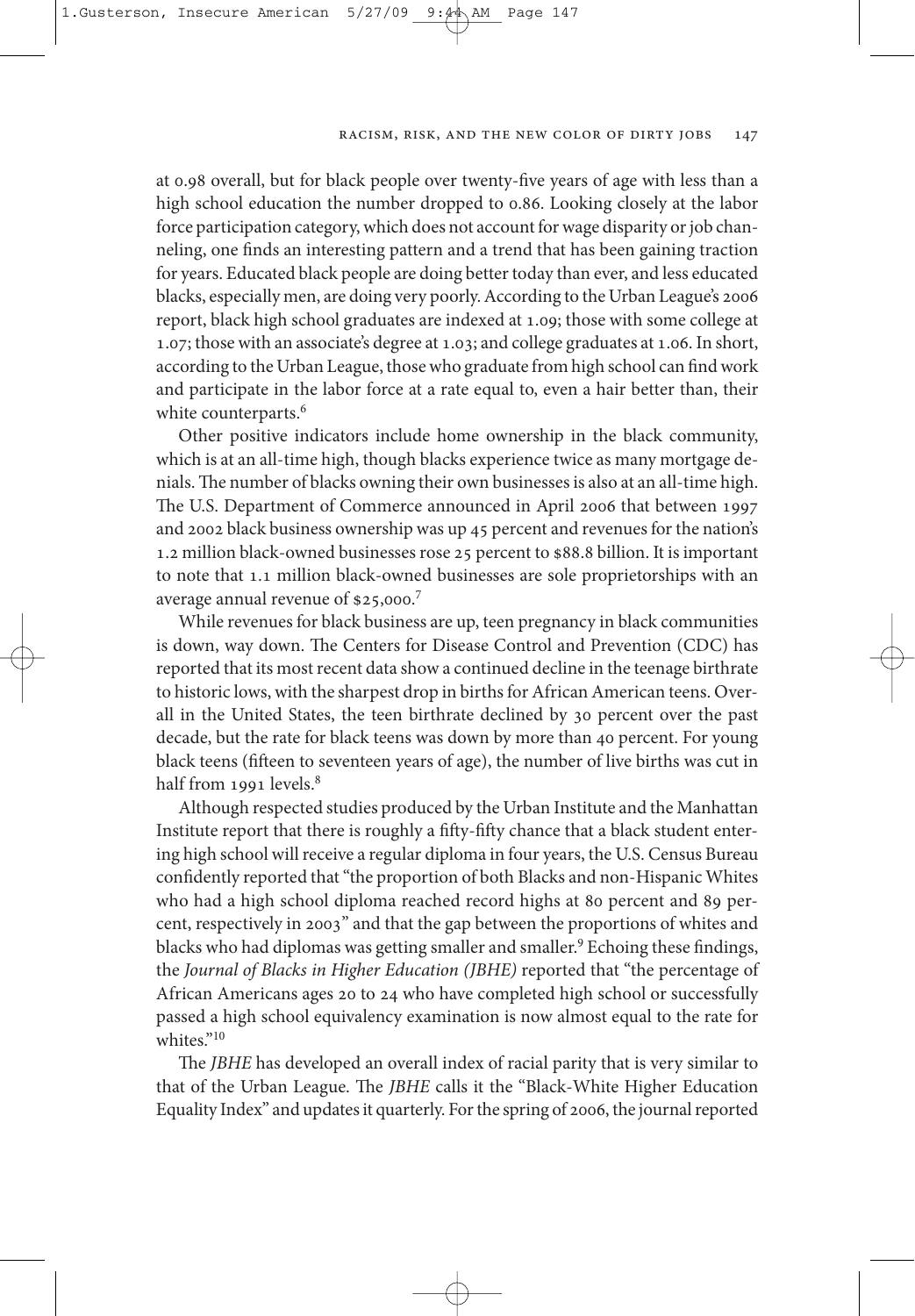at 0.98 overall, but for black people over twenty-five years of age with less than a high school education the number dropped to 0.86. Looking closely at the labor force participation category, which does not account for wage disparity or job channeling, one finds an interesting pattern and a trend that has been gaining traction for years. Educated black people are doing better today than ever, and less educated blacks, especially men, are doing very poorly. According to the Urban League's 2006 report, black high school graduates are indexed at 1.09; those with some college at 1.07; those with an associate's degree at 1.03; and college graduates at 1.06. In short, according to the Urban League, those who graduate from high school can find work and participate in the labor force at a rate equal to, even a hair better than, their white counterparts.[6]

Other positive indicators include home ownership in the black community, which is at an all-time high, though blacks experience twice as many mortgage denials. The number of blacks owning their own businesses is also at an all-time high. The U.S. Department of Commerce announced in April 2006 that between 1997 and 2002 black business ownership was up 45 percent and revenues for the nation's 1.2 million black-owned businesses rose 25 percent to $88.8 billion. It is important to note that 1.1 million black-owned businesses are sole proprietorships with an average annual revenue of $25,000.[7]

While revenues for black business are up, teen pregnancy in black communities is down, way down. The Centers for Disease Control and Prevention (CDC) has reported that its most recent data show a continued decline in the teenage birthrate to historic lows, with the sharpest drop in births for African American teens. Overall in the United States, the teen birthrate declined by 30 percent over the past decade, but the rate for black teens was down by more than 40 percent. For young black teens (fifteen to seventeen years of age), the number of live births was cut in half from 1991 levels.[8]

Although respected studies produced by the Urban Institute and the Manhattan Institute report that there is roughly a fifty-fifty chance that a black student entering high school will receive a regular diploma in four years, the U.S. Census Bureau confidently reported that "the proportion of both Blacks and non-Hispanic Whites who had a high school diploma reached record highs at 80 percent and 89 percent, respectively in 2003" and that the gap between the proportions of whites and blacks who had diplomas was getting smaller and smaller.[9] Echoing these findings, the *Journal of Blacks in Higher Education (JBHE)* reported that "the percentage of African Americans ages 20 to 24 who have completed high school or successfully passed a high school equivalency examination is now almost equal to the rate for whites."[10]

The *JBHE* has developed an overall index of racial parity that is very similar to that of the Urban League. The *JBHE* calls it the "Black-White Higher Education Equality Index" and updates it quarterly. For the spring of 2006, the journal reported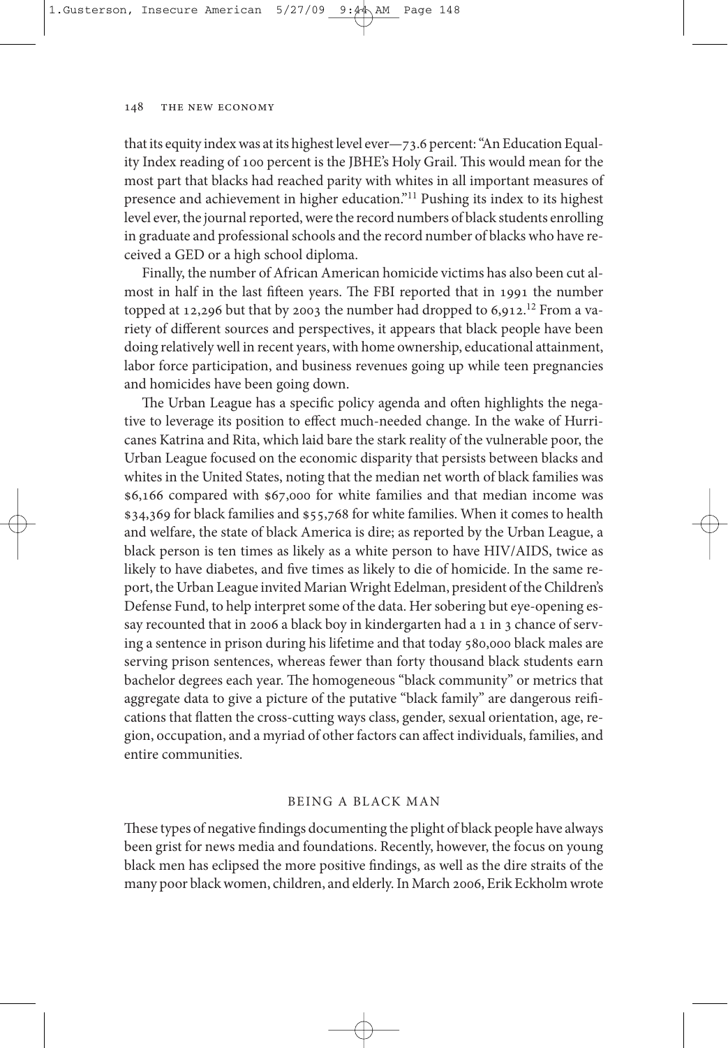that its equity index was at its highest level ever—73.6 percent: "An Education Equality Index reading of 100 percent is the JBHE's Holy Grail. This would mean for the most part that blacks had reached parity with whites in all important measures of presence and achievement in higher education."[11] Pushing its index to its highest level ever, the journal reported, were the record numbers of black students enrolling in graduate and professional schools and the record number of blacks who have received a GED or a high school diploma.

Finally, the number of African American homicide victims has also been cut almost in half in the last fifteen years. The FBI reported that in 1991 the number topped at 12,296 but that by 2003 the number had dropped to 6,912.[12] From a variety of different sources and perspectives, it appears that black people have been doing relatively well in recent years, with home ownership, educational attainment, labor force participation, and business revenues going up while teen pregnancies and homicides have been going down.

The Urban League has a specific policy agenda and often highlights the negative to leverage its position to effect much-needed change. In the wake of Hurricanes Katrina and Rita, which laid bare the stark reality of the vulnerable poor, the Urban League focused on the economic disparity that persists between blacks and whites in the United States, noting that the median net worth of black families was $6,166 compared with $67,000 for white families and that median income was $34,369 for black families and $55,768 for white families. When it comes to health and welfare, the state of black America is dire; as reported by the Urban League, a black person is ten times as likely as a white person to have HIV/AIDS, twice as likely to have diabetes, and five times as likely to die of homicide. In the same report, the Urban League invited Marian Wright Edelman, president of the Children's Defense Fund, to help interpret some of the data. Her sobering but eye-opening essay recounted that in 2006 a black boy in kindergarten had a 1 in 3 chance of serving a sentence in prison during his lifetime and that today 580,000 black males are serving prison sentences, whereas fewer than forty thousand black students earn bachelor degrees each year. The homogeneous "black community" or metrics that aggregate data to give a picture of the putative "black family" are dangerous reifications that flatten the cross-cutting ways class, gender, sexual orientation, age, region, occupation, and a myriad of other factors can affect individuals, families, and entire communities.

## BEING A BLACK MAN

These types of negative findings documenting the plight of black people have always been grist for news media and foundations. Recently, however, the focus on young black men has eclipsed the more positive findings, as well as the dire straits of the many poor black women, children, and elderly. In March 2006, Erik Eckholm wrote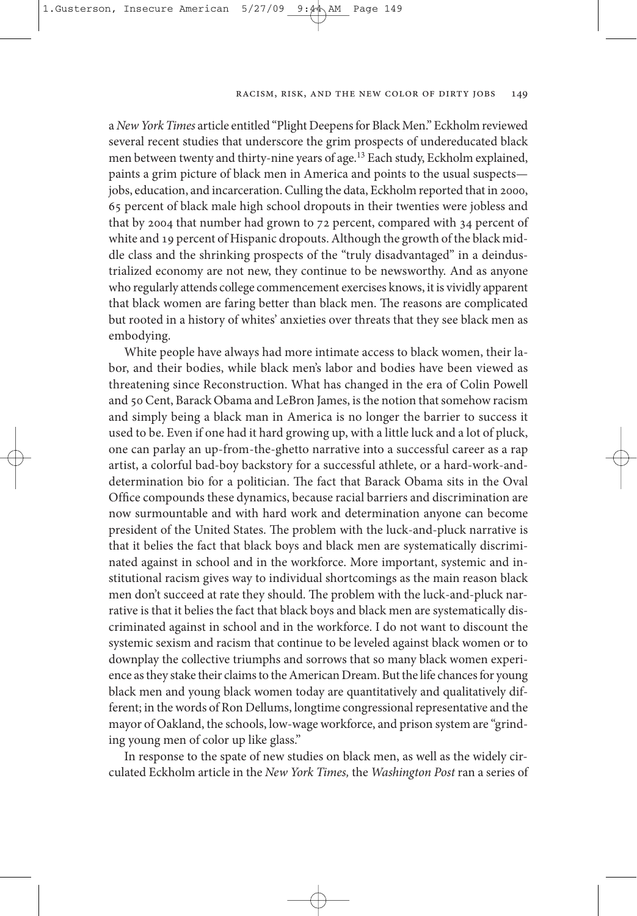a *New York Times* article entitled "Plight Deepens for Black Men." Eckholm reviewed several recent studies that underscore the grim prospects of undereducated black men between twenty and thirty-nine years of age.[13] Each study, Eckholm explained, paints a grim picture of black men in America and points to the usual suspects—jobs, education, and incarceration. Culling the data, Eckholm reported that in 2000, 65 percent of black male high school dropouts in their twenties were jobless and that by 2004 that number had grown to 72 percent, compared with 34 percent of white and 19 percent of Hispanic dropouts. Although the growth of the black middle class and the shrinking prospects of the "truly disadvantaged" in a deindustrialized economy are not new, they continue to be newsworthy. And as anyone who regularly attends college commencement exercises knows, it is vividly apparent that black women are faring better than black men. The reasons are complicated but rooted in a history of whites' anxieties over threats that they see black men as embodying.

White people have always had more intimate access to black women, their labor, and their bodies, while black men's labor and bodies have been viewed as threatening since Reconstruction. What has changed in the era of Colin Powell and 50 Cent, Barack Obama and LeBron James, is the notion that somehow racism and simply being a black man in America is no longer the barrier to success it used to be. Even if one had it hard growing up, with a little luck and a lot of pluck, one can parlay an up-from-the-ghetto narrative into a successful career as a rap artist, a colorful bad-boy backstory for a successful athlete, or a hard-work-and-determination bio for a politician. The fact that Barack Obama sits in the Oval Office compounds these dynamics, because racial barriers and discrimination are now surmountable and with hard work and determination anyone can become president of the United States. The problem with the luck-and-pluck narrative is that it belies the fact that black boys and black men are systematically discriminated against in school and in the workforce. More important, systemic and institutional racism gives way to individual shortcomings as the main reason black men don't succeed at rate they should. The problem with the luck-and-pluck narrative is that it belies the fact that black boys and black men are systematically discriminated against in school and in the workforce. I do not want to discount the systemic sexism and racism that continue to be leveled against black women or to downplay the collective triumphs and sorrows that so many black women experience as they stake their claims to the American Dream. But the life chances for young black men and young black women today are quantitatively and qualitatively different; in the words of Ron Dellums, longtime congressional representative and the mayor of Oakland, the schools, low-wage workforce, and prison system are "grinding young men of color up like glass."

In response to the spate of new studies on black men, as well as the widely circulated Eckholm article in the *New York Times,* the *Washington Post* ran a series of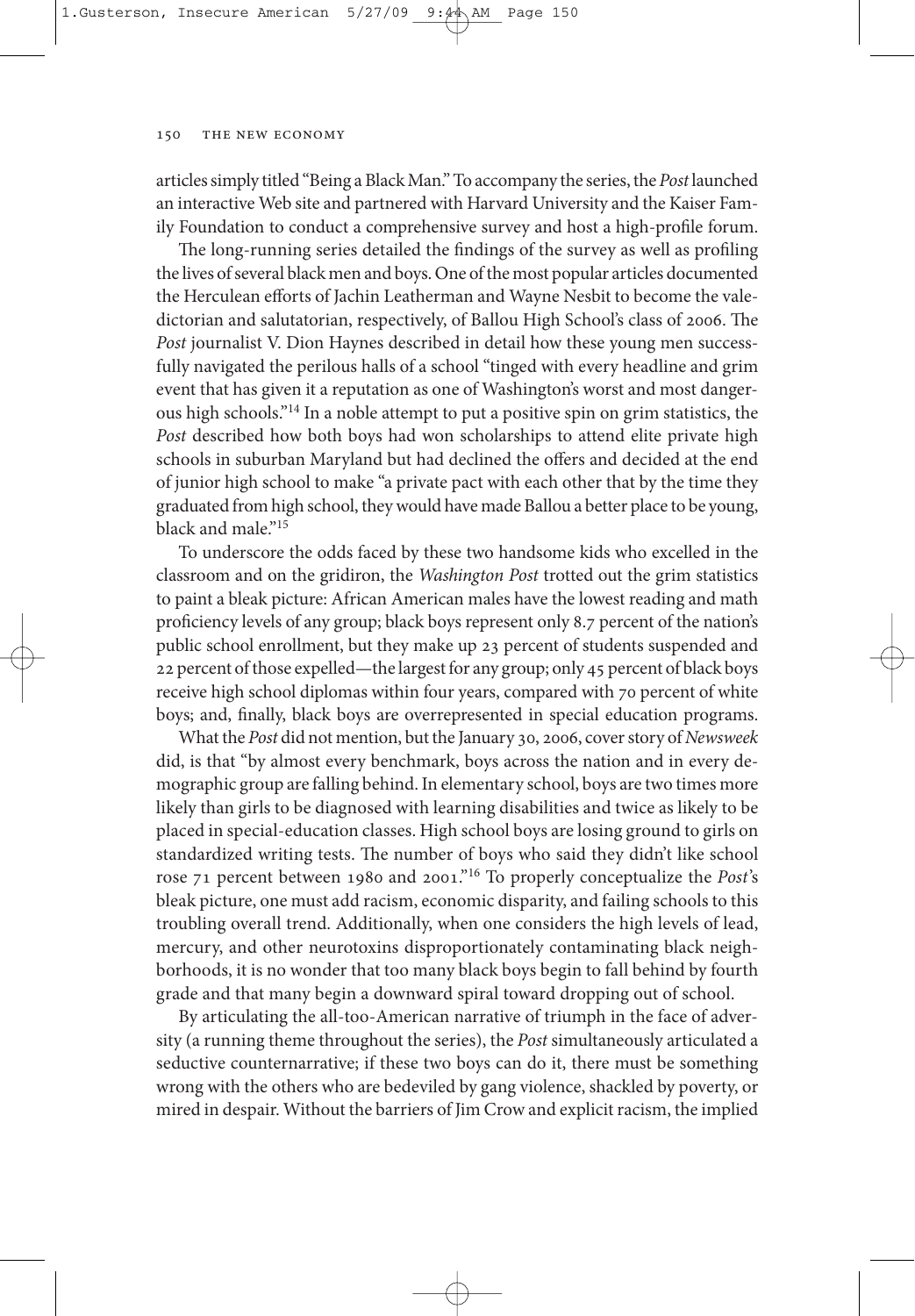articles simply titled "Being a Black Man." To accompany the series, the *Post* launched an interactive Web site and partnered with Harvard University and the Kaiser Family Foundation to conduct a comprehensive survey and host a high-profile forum.

The long-running series detailed the findings of the survey as well as profiling the lives of several black men and boys. One of the most popular articles documented the Herculean efforts of Jachin Leatherman and Wayne Nesbit to become the valedictorian and salutatorian, respectively, of Ballou High School's class of 2006. The *Post* journalist V. Dion Haynes described in detail how these young men successfully navigated the perilous halls of a school "tinged with every headline and grim event that has given it a reputation as one of Washington's worst and most dangerous high schools."[14] In a noble attempt to put a positive spin on grim statistics, the *Post* described how both boys had won scholarships to attend elite private high schools in suburban Maryland but had declined the offers and decided at the end of junior high school to make "a private pact with each other that by the time they graduated from high school, they would have made Ballou a better place to be young, black and male."[15]

To underscore the odds faced by these two handsome kids who excelled in the classroom and on the gridiron, the *Washington Post* trotted out the grim statistics to paint a bleak picture: African American males have the lowest reading and math proficiency levels of any group; black boys represent only 8.7 percent of the nation's public school enrollment, but they make up 23 percent of students suspended and 22 percent of those expelled—the largest for any group; only 45 percent of black boys receive high school diplomas within four years, compared with 70 percent of white boys; and, finally, black boys are overrepresented in special education programs.

What the *Post* did not mention, but the January 30, 2006, cover story of *Newsweek* did, is that "by almost every benchmark, boys across the nation and in every demographic group are falling behind. In elementary school, boys are two times more likely than girls to be diagnosed with learning disabilities and twice as likely to be placed in special-education classes. High school boys are losing ground to girls on standardized writing tests. The number of boys who said they didn't like school rose 71 percent between 1980 and 2001."[16] To properly conceptualize the *Post*'s bleak picture, one must add racism, economic disparity, and failing schools to this troubling overall trend. Additionally, when one considers the high levels of lead, mercury, and other neurotoxins disproportionately contaminating black neighborhoods, it is no wonder that too many black boys begin to fall behind by fourth grade and that many begin a downward spiral toward dropping out of school.

By articulating the all-too-American narrative of triumph in the face of adversity (a running theme throughout the series), the *Post* simultaneously articulated a seductive counternarrative; if these two boys can do it, there must be something wrong with the others who are bedeviled by gang violence, shackled by poverty, or mired in despair. Without the barriers of Jim Crow and explicit racism, the implied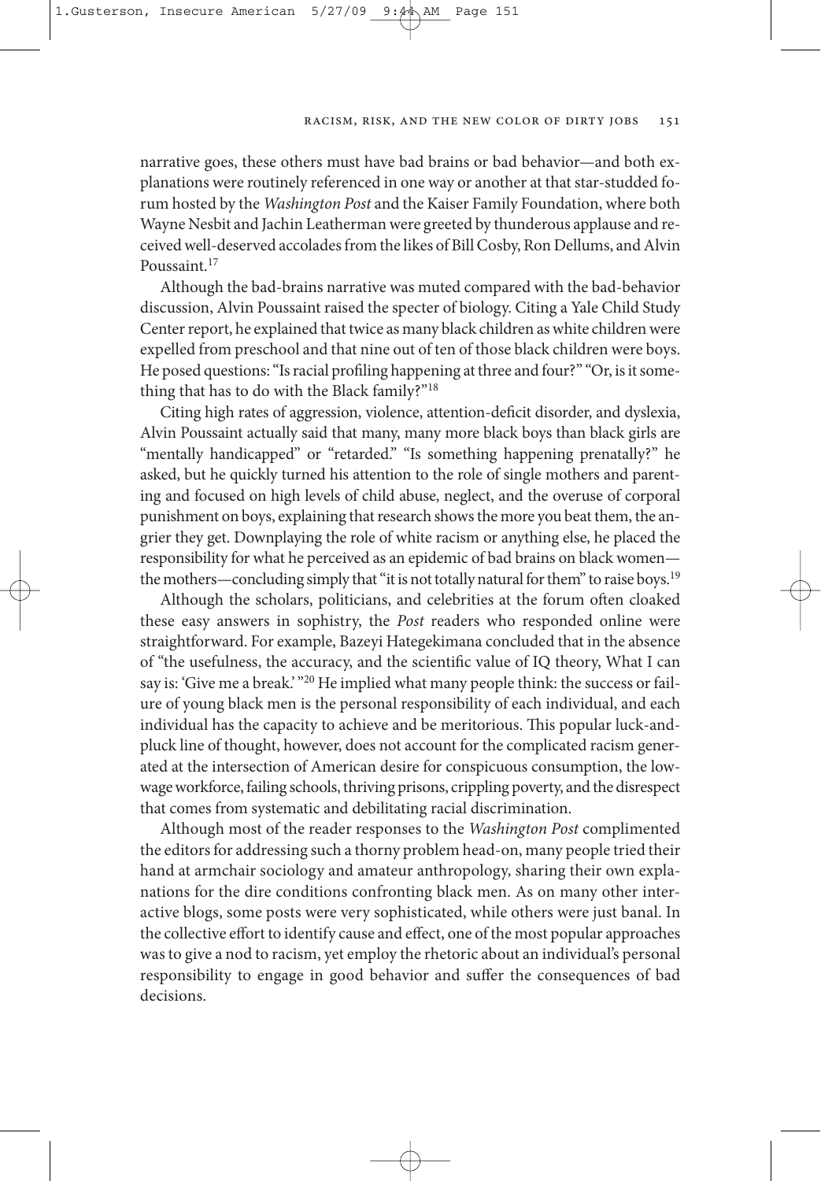narrative goes, these others must have bad brains or bad behavior—and both explanations were routinely referenced in one way or another at that star-studded forum hosted by the *Washington Post* and the Kaiser Family Foundation, where both Wayne Nesbit and Jachin Leatherman were greeted by thunderous applause and received well-deserved accolades from the likes of Bill Cosby, Ron Dellums, and Alvin Poussaint.[17]

Although the bad-brains narrative was muted compared with the bad-behavior discussion, Alvin Poussaint raised the specter of biology. Citing a Yale Child Study Center report, he explained that twice as many black children as white children were expelled from preschool and that nine out of ten of those black children were boys. He posed questions: "Is racial profiling happening at three and four?" "Or, is it something that has to do with the Black family?"[18]

Citing high rates of aggression, violence, attention-deficit disorder, and dyslexia, Alvin Poussaint actually said that many, many more black boys than black girls are "mentally handicapped" or "retarded." "Is something happening prenatally?" he asked, but he quickly turned his attention to the role of single mothers and parenting and focused on high levels of child abuse, neglect, and the overuse of corporal punishment on boys, explaining that research shows the more you beat them, the angrier they get. Downplaying the role of white racism or anything else, he placed the responsibility for what he perceived as an epidemic of bad brains on black women—the mothers—concluding simply that "it is not totally natural for them" to raise boys.[19]

Although the scholars, politicians, and celebrities at the forum often cloaked these easy answers in sophistry, the *Post* readers who responded online were straightforward. For example, Bazeyi Hategekimana concluded that in the absence of "the usefulness, the accuracy, and the scientific value of IQ theory, What I can say is: 'Give me a break.'"[20] He implied what many people think: the success or failure of young black men is the personal responsibility of each individual, and each individual has the capacity to achieve and be meritorious. This popular luck-and-pluck line of thought, however, does not account for the complicated racism generated at the intersection of American desire for conspicuous consumption, the low-wage workforce, failing schools, thriving prisons, crippling poverty, and the disrespect that comes from systematic and debilitating racial discrimination.

Although most of the reader responses to the *Washington Post* complimented the editors for addressing such a thorny problem head-on, many people tried their hand at armchair sociology and amateur anthropology, sharing their own explanations for the dire conditions confronting black men. As on many other interactive blogs, some posts were very sophisticated, while others were just banal. In the collective effort to identify cause and effect, one of the most popular approaches was to give a nod to racism, yet employ the rhetoric about an individual's personal responsibility to engage in good behavior and suffer the consequences of bad decisions.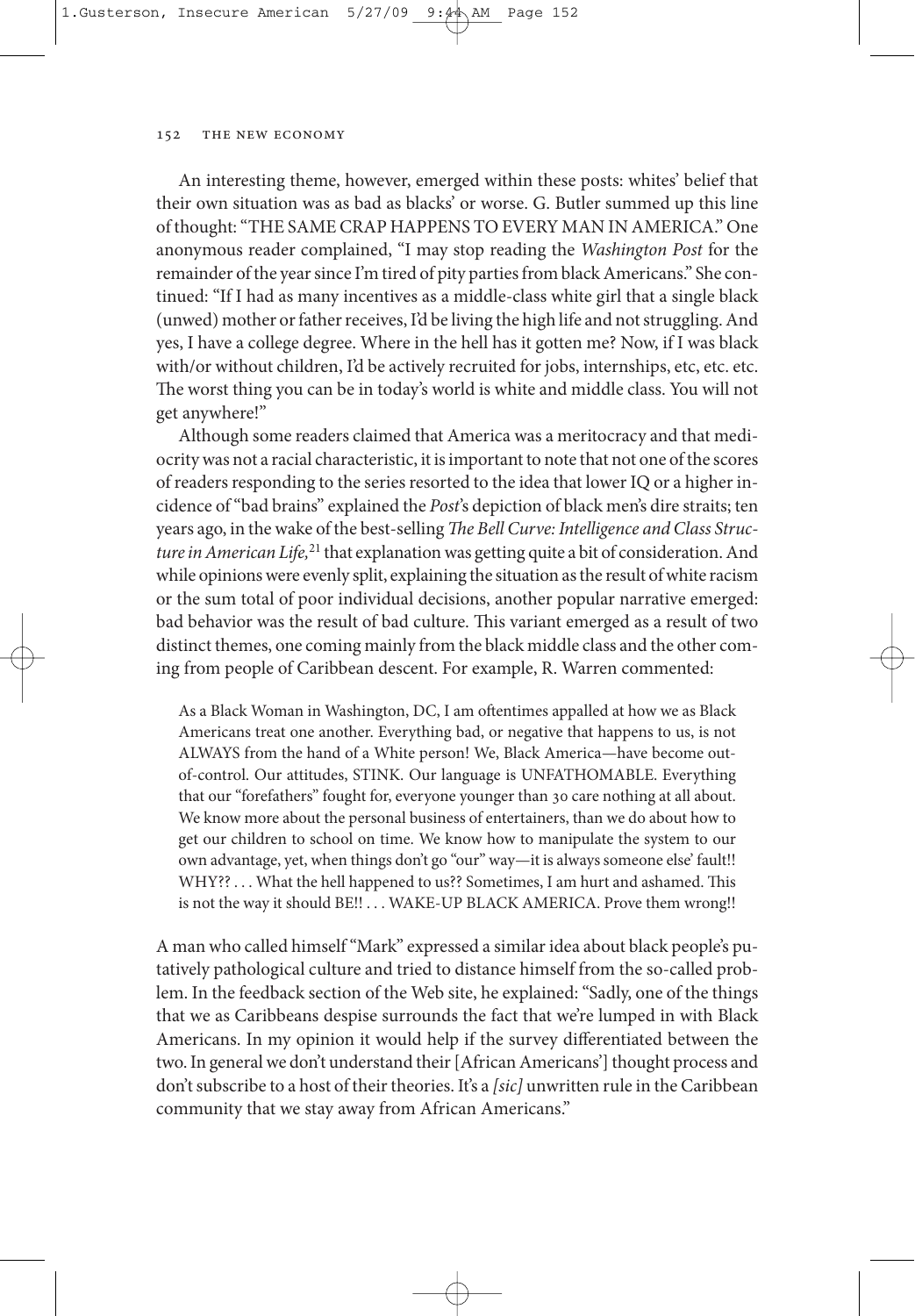An interesting theme, however, emerged within these posts: whites' belief that their own situation was as bad as blacks' or worse. G. Butler summed up this line of thought: "THE SAME CRAP HAPPENS TO EVERY MAN IN AMERICA." One anonymous reader complained, "I may stop reading the *Washington Post* for the remainder of the year since I'm tired of pity parties from black Americans." She continued: "If I had as many incentives as a middle-class white girl that a single black (unwed) mother or father receives, I'd be living the high life and not struggling. And yes, I have a college degree. Where in the hell has it gotten me? Now, if I was black with/or without children, I'd be actively recruited for jobs, internships, etc, etc. etc. The worst thing you can be in today's world is white and middle class. You will not get anywhere!"

Although some readers claimed that America was a meritocracy and that mediocrity was not a racial characteristic, it is important to note that not one of the scores of readers responding to the series resorted to the idea that lower IQ or a higher incidence of "bad brains" explained the *Post*'s depiction of black men's dire straits; ten years ago, in the wake of the best-selling *The Bell Curve: Intelligence and Class Structure in American Life,*[21] that explanation was getting quite a bit of consideration. And while opinions were evenly split, explaining the situation as the result of white racism or the sum total of poor individual decisions, another popular narrative emerged: bad behavior was the result of bad culture. This variant emerged as a result of two distinct themes, one coming mainly from the black middle class and the other coming from people of Caribbean descent. For example, R. Warren commented:

> As a Black Woman in Washington, DC, I am oftentimes appalled at how we as Black Americans treat one another. Everything bad, or negative that happens to us, is not ALWAYS from the hand of a White person! We, Black America—have become out-of-control. Our attitudes, STINK. Our language is UNFATHOMABLE. Everything that our "forefathers" fought for, everyone younger than 30 care nothing at all about. We know more about the personal business of entertainers, than we do about how to get our children to school on time. We know how to manipulate the system to our own advantage, yet, when things don't go "our" way—it is always someone else' fault!! WHY?? . . . What the hell happened to us?? Sometimes, I am hurt and ashamed. This is not the way it should BE!! . . . WAKE-UP BLACK AMERICA. Prove them wrong!!

A man who called himself "Mark" expressed a similar idea about black people's putatively pathological culture and tried to distance himself from the so-called problem. In the feedback section of the Web site, he explained: "Sadly, one of the things that we as Caribbeans despise surrounds the fact that we're lumped in with Black Americans. In my opinion it would help if the survey differentiated between the two. In general we don't understand their [African Americans'] thought process and don't subscribe to a host of their theories. It's a *[sic]* unwritten rule in the Caribbean community that we stay away from African Americans."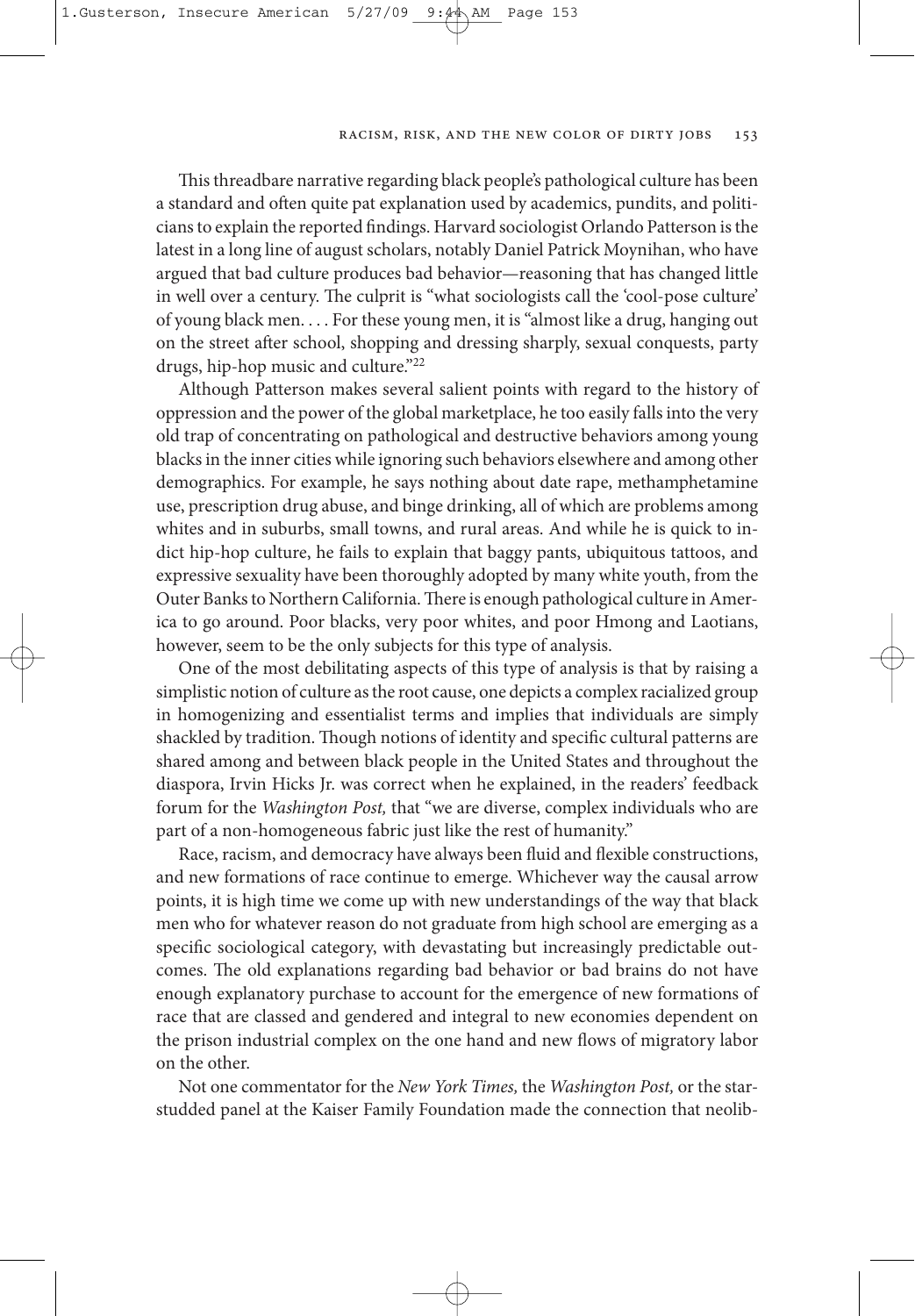This threadbare narrative regarding black people's pathological culture has been a standard and often quite pat explanation used by academics, pundits, and politicians to explain the reported findings. Harvard sociologist Orlando Patterson is the latest in a long line of august scholars, notably Daniel Patrick Moynihan, who have argued that bad culture produces bad behavior—reasoning that has changed little in well over a century. The culprit is "what sociologists call the 'cool-pose culture' of young black men. . . . For these young men, it is "almost like a drug, hanging out on the street after school, shopping and dressing sharply, sexual conquests, party drugs, hip-hop music and culture."[22]

Although Patterson makes several salient points with regard to the history of oppression and the power of the global marketplace, he too easily falls into the very old trap of concentrating on pathological and destructive behaviors among young blacks in the inner cities while ignoring such behaviors elsewhere and among other demographics. For example, he says nothing about date rape, methamphetamine use, prescription drug abuse, and binge drinking, all of which are problems among whites and in suburbs, small towns, and rural areas. And while he is quick to indict hip-hop culture, he fails to explain that baggy pants, ubiquitous tattoos, and expressive sexuality have been thoroughly adopted by many white youth, from the Outer Banks to Northern California. There is enough pathological culture in America to go around. Poor blacks, very poor whites, and poor Hmong and Laotians, however, seem to be the only subjects for this type of analysis.

One of the most debilitating aspects of this type of analysis is that by raising a simplistic notion of culture as the root cause, one depicts a complex racialized group in homogenizing and essentialist terms and implies that individuals are simply shackled by tradition. Though notions of identity and specific cultural patterns are shared among and between black people in the United States and throughout the diaspora, Irvin Hicks Jr. was correct when he explained, in the readers' feedback forum for the *Washington Post,* that "we are diverse, complex individuals who are part of a non-homogeneous fabric just like the rest of humanity."

Race, racism, and democracy have always been fluid and flexible constructions, and new formations of race continue to emerge. Whichever way the causal arrow points, it is high time we come up with new understandings of the way that black men who for whatever reason do not graduate from high school are emerging as a specific sociological category, with devastating but increasingly predictable outcomes. The old explanations regarding bad behavior or bad brains do not have enough explanatory purchase to account for the emergence of new formations of race that are classed and gendered and integral to new economies dependent on the prison industrial complex on the one hand and new flows of migratory labor on the other.

Not one commentator for the *New York Times,* the *Washington Post,* or the star-studded panel at the Kaiser Family Foundation made the connection that neolib-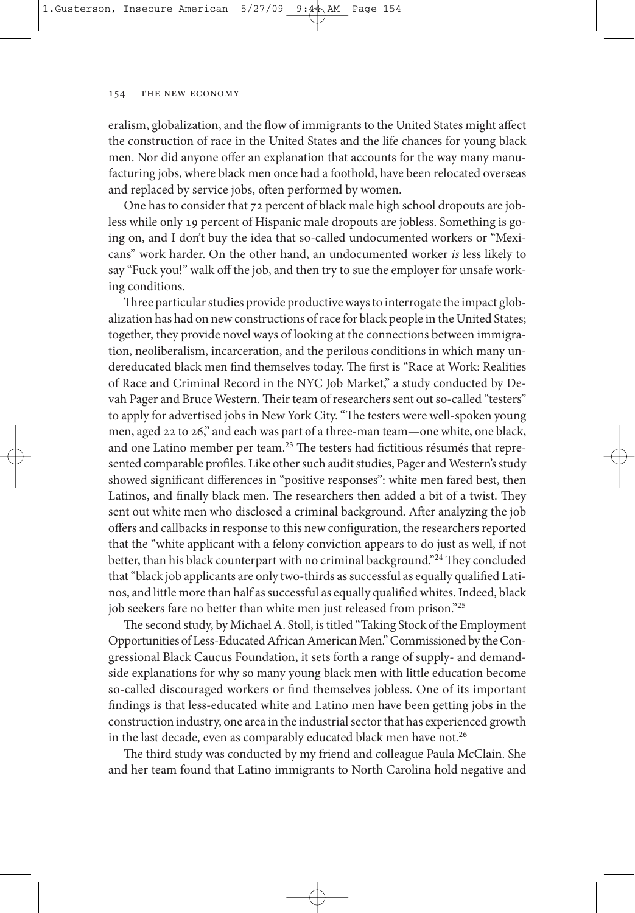eralism, globalization, and the flow of immigrants to the United States might affect the construction of race in the United States and the life chances for young black men. Nor did anyone offer an explanation that accounts for the way many manufacturing jobs, where black men once had a foothold, have been relocated overseas and replaced by service jobs, often performed by women.

One has to consider that 72 percent of black male high school dropouts are jobless while only 19 percent of Hispanic male dropouts are jobless. Something is going on, and I don't buy the idea that so-called undocumented workers or "Mexicans" work harder. On the other hand, an undocumented worker *is* less likely to say "Fuck you!" walk off the job, and then try to sue the employer for unsafe working conditions.

Three particular studies provide productive ways to interrogate the impact globalization has had on new constructions of race for black people in the United States; together, they provide novel ways of looking at the connections between immigration, neoliberalism, incarceration, and the perilous conditions in which many undereducated black men find themselves today. The first is "Race at Work: Realities of Race and Criminal Record in the NYC Job Market," a study conducted by Devah Pager and Bruce Western. Their team of researchers sent out so-called "testers" to apply for advertised jobs in New York City. "The testers were well-spoken young men, aged 22 to 26," and each was part of a three-man team—one white, one black, and one Latino member per team.[23] The testers had fictitious résumés that represented comparable profiles. Like other such audit studies, Pager and Western's study showed significant differences in "positive responses": white men fared best, then Latinos, and finally black men. The researchers then added a bit of a twist. They sent out white men who disclosed a criminal background. After analyzing the job offers and callbacks in response to this new configuration, the researchers reported that the "white applicant with a felony conviction appears to do just as well, if not better, than his black counterpart with no criminal background."[24] They concluded that "black job applicants are only two-thirds as successful as equally qualified Latinos, and little more than half as successful as equally qualified whites. Indeed, black job seekers fare no better than white men just released from prison."[25]

The second study, by Michael A. Stoll, is titled "Taking Stock of the Employment Opportunities of Less-Educated African American Men." Commissioned by the Congressional Black Caucus Foundation, it sets forth a range of supply- and demand-side explanations for why so many young black men with little education become so-called discouraged workers or find themselves jobless. One of its important findings is that less-educated white and Latino men have been getting jobs in the construction industry, one area in the industrial sector that has experienced growth in the last decade, even as comparably educated black men have not.[26]

The third study was conducted by my friend and colleague Paula McClain. She and her team found that Latino immigrants to North Carolina hold negative and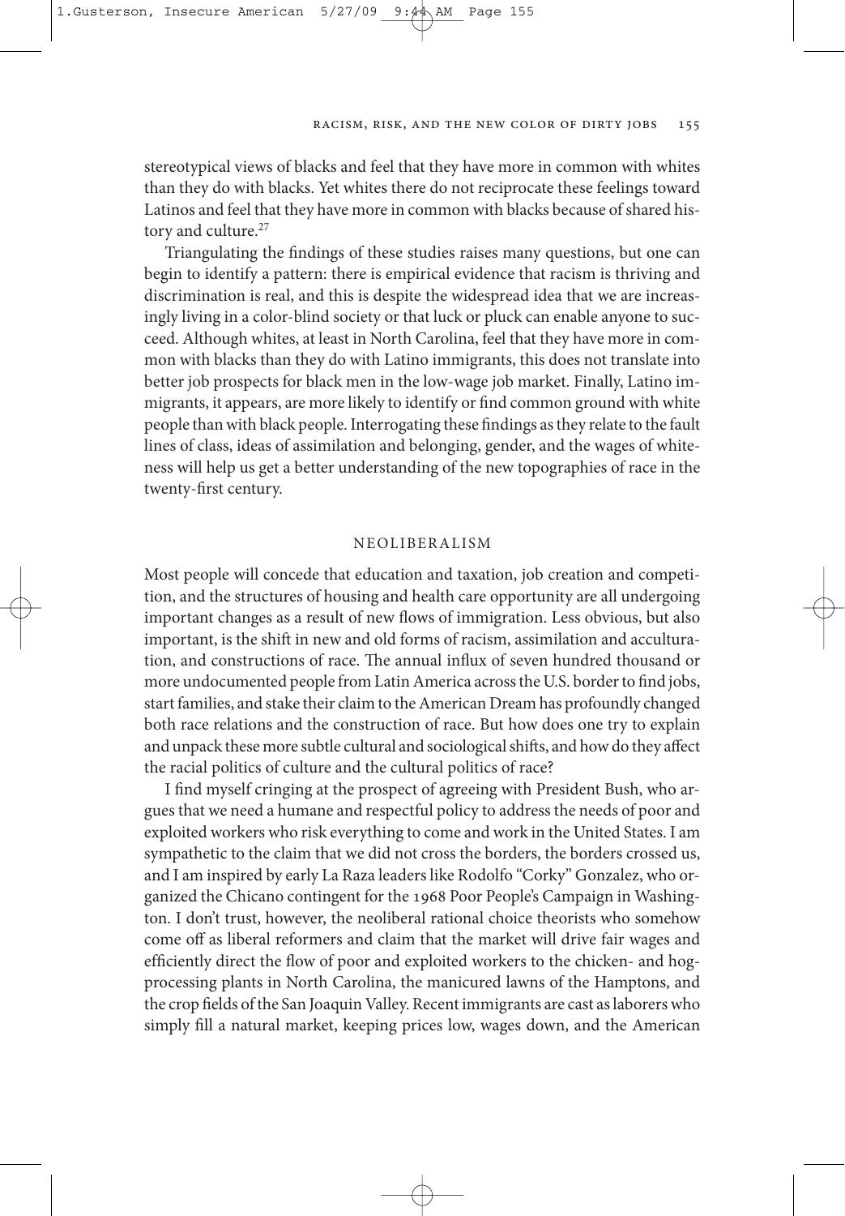stereotypical views of blacks and feel that they have more in common with whites than they do with blacks. Yet whites there do not reciprocate these feelings toward Latinos and feel that they have more in common with blacks because of shared history and culture.[27]

Triangulating the findings of these studies raises many questions, but one can begin to identify a pattern: there is empirical evidence that racism is thriving and discrimination is real, and this is despite the widespread idea that we are increasingly living in a color-blind society or that luck or pluck can enable anyone to succeed. Although whites, at least in North Carolina, feel that they have more in common with blacks than they do with Latino immigrants, this does not translate into better job prospects for black men in the low-wage job market. Finally, Latino immigrants, it appears, are more likely to identify or find common ground with white people than with black people. Interrogating these findings as they relate to the fault lines of class, ideas of assimilation and belonging, gender, and the wages of whiteness will help us get a better understanding of the new topographies of race in the twenty-first century.

## NEOLIBERALISM

Most people will concede that education and taxation, job creation and competition, and the structures of housing and health care opportunity are all undergoing important changes as a result of new flows of immigration. Less obvious, but also important, is the shift in new and old forms of racism, assimilation and acculturation, and constructions of race. The annual influx of seven hundred thousand or more undocumented people from Latin America across the U.S. border to find jobs, start families, and stake their claim to the American Dream has profoundly changed both race relations and the construction of race. But how does one try to explain and unpack these more subtle cultural and sociological shifts, and how do they affect the racial politics of culture and the cultural politics of race?

I find myself cringing at the prospect of agreeing with President Bush, who argues that we need a humane and respectful policy to address the needs of poor and exploited workers who risk everything to come and work in the United States. I am sympathetic to the claim that we did not cross the borders, the borders crossed us, and I am inspired by early La Raza leaders like Rodolfo "Corky" Gonzalez, who organized the Chicano contingent for the 1968 Poor People's Campaign in Washington. I don't trust, however, the neoliberal rational choice theorists who somehow come off as liberal reformers and claim that the market will drive fair wages and efficiently direct the flow of poor and exploited workers to the chicken- and hog-processing plants in North Carolina, the manicured lawns of the Hamptons, and the crop fields of the San Joaquin Valley. Recent immigrants are cast as laborers who simply fill a natural market, keeping prices low, wages down, and the American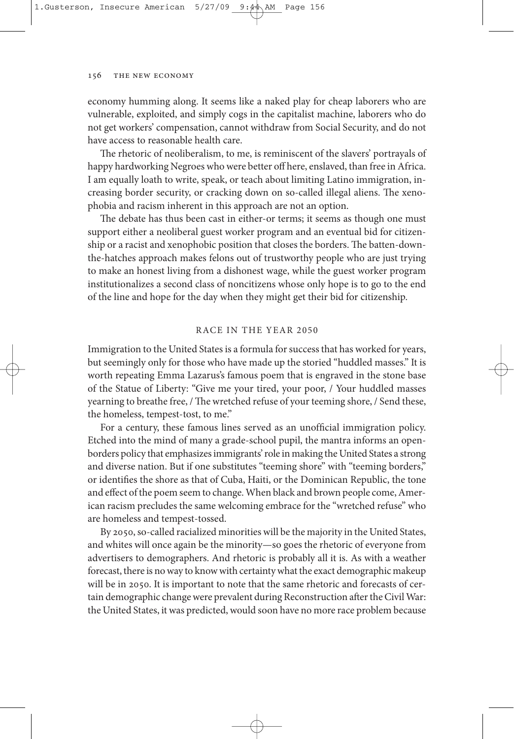economy humming along. It seems like a naked play for cheap laborers who are vulnerable, exploited, and simply cogs in the capitalist machine, laborers who do not get workers' compensation, cannot withdraw from Social Security, and do not have access to reasonable health care.

The rhetoric of neoliberalism, to me, is reminiscent of the slavers' portrayals of happy hardworking Negroes who were better off here, enslaved, than free in Africa. I am equally loath to write, speak, or teach about limiting Latino immigration, increasing border security, or cracking down on so-called illegal aliens. The xenophobia and racism inherent in this approach are not an option.

The debate has thus been cast in either-or terms; it seems as though one must support either a neoliberal guest worker program and an eventual bid for citizenship or a racist and xenophobic position that closes the borders. The batten-down-the-hatches approach makes felons out of trustworthy people who are just trying to make an honest living from a dishonest wage, while the guest worker program institutionalizes a second class of noncitizens whose only hope is to go to the end of the line and hope for the day when they might get their bid for citizenship.

## RACE IN THE YEAR 2050

Immigration to the United States is a formula for success that has worked for years, but seemingly only for those who have made up the storied "huddled masses." It is worth repeating Emma Lazarus's famous poem that is engraved in the stone base of the Statue of Liberty: "Give me your tired, your poor, / Your huddled masses yearning to breathe free, / The wretched refuse of your teeming shore, / Send these, the homeless, tempest-tost, to me."

For a century, these famous lines served as an unofficial immigration policy. Etched into the mind of many a grade-school pupil, the mantra informs an open-borders policy that emphasizes immigrants' role in making the United States a strong and diverse nation. But if one substitutes "teeming shore" with "teeming borders," or identifies the shore as that of Cuba, Haiti, or the Dominican Republic, the tone and effect of the poem seem to change. When black and brown people come, American racism precludes the same welcoming embrace for the "wretched refuse" who are homeless and tempest-tossed.

By 2050, so-called racialized minorities will be the majority in the United States, and whites will once again be the minority—so goes the rhetoric of everyone from advertisers to demographers. And rhetoric is probably all it is. As with a weather forecast, there is no way to know with certainty what the exact demographic makeup will be in 2050. It is important to note that the same rhetoric and forecasts of certain demographic change were prevalent during Reconstruction after the Civil War: the United States, it was predicted, would soon have no more race problem because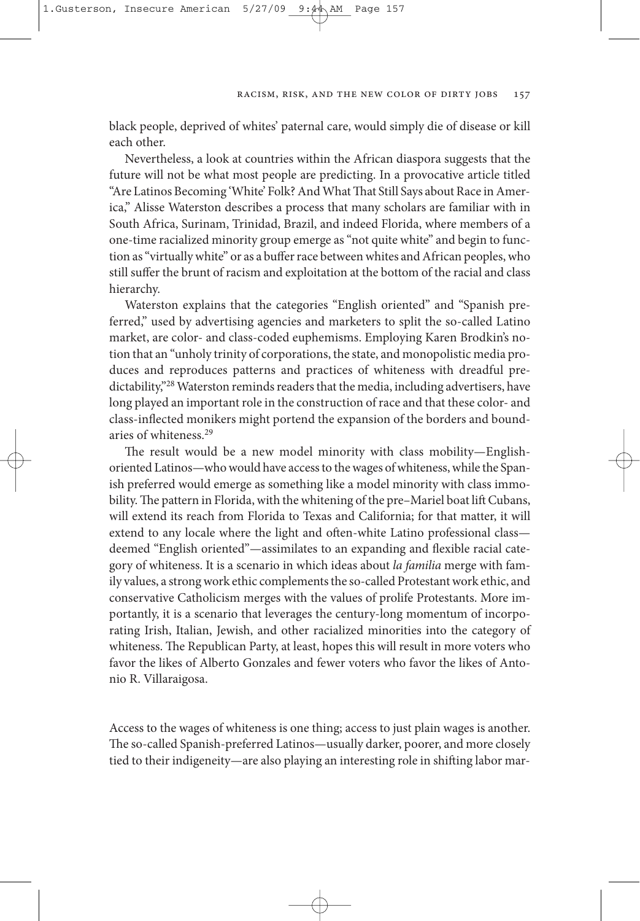black people, deprived of whites' paternal care, would simply die of disease or kill each other.

Nevertheless, a look at countries within the African diaspora suggests that the future will not be what most people are predicting. In a provocative article titled "Are Latinos Becoming 'White' Folk? And What That Still Says about Race in America," Alisse Waterston describes a process that many scholars are familiar with in South Africa, Surinam, Trinidad, Brazil, and indeed Florida, where members of a one-time racialized minority group emerge as "not quite white" and begin to function as "virtually white" or as a buffer race between whites and African peoples, who still suffer the brunt of racism and exploitation at the bottom of the racial and class hierarchy.

Waterston explains that the categories "English oriented" and "Spanish preferred," used by advertising agencies and marketers to split the so-called Latino market, are color- and class-coded euphemisms. Employing Karen Brodkin's notion that an "unholy trinity of corporations, the state, and monopolistic media produces and reproduces patterns and practices of whiteness with dreadful predictability,"[28] Waterston reminds readers that the media, including advertisers, have long played an important role in the construction of race and that these color- and class-inflected monikers might portend the expansion of the borders and boundaries of whiteness.[29]

The result would be a new model minority with class mobility—English-oriented Latinos—who would have access to the wages of whiteness, while the Spanish preferred would emerge as something like a model minority with class immobility. The pattern in Florida, with the whitening of the pre–Mariel boat lift Cubans, will extend its reach from Florida to Texas and California; for that matter, it will extend to any locale where the light and often-white Latino professional class—deemed "English oriented"—assimilates to an expanding and flexible racial category of whiteness. It is a scenario in which ideas about *la familia* merge with family values, a strong work ethic complements the so-called Protestant work ethic, and conservative Catholicism merges with the values of prolife Protestants. More importantly, it is a scenario that leverages the century-long momentum of incorporating Irish, Italian, Jewish, and other racialized minorities into the category of whiteness. The Republican Party, at least, hopes this will result in more voters who favor the likes of Alberto Gonzales and fewer voters who favor the likes of Antonio R. Villaraigosa.

Access to the wages of whiteness is one thing; access to just plain wages is another. The so-called Spanish-preferred Latinos—usually darker, poorer, and more closely tied to their indigeneity—are also playing an interesting role in shifting labor mar-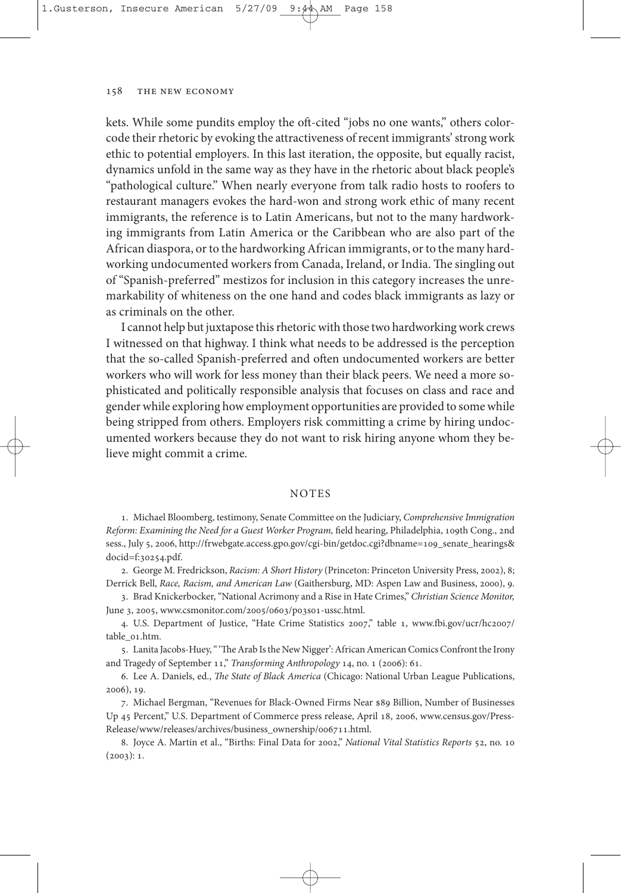kets. While some pundits employ the oft-cited "jobs no one wants," others color-code their rhetoric by evoking the attractiveness of recent immigrants' strong work ethic to potential employers. In this last iteration, the opposite, but equally racist, dynamics unfold in the same way as they have in the rhetoric about black people's "pathological culture." When nearly everyone from talk radio hosts to roofers to restaurant managers evokes the hard-won and strong work ethic of many recent immigrants, the reference is to Latin Americans, but not to the many hardworking immigrants from Latin America or the Caribbean who are also part of the African diaspora, or to the hardworking African immigrants, or to the many hardworking undocumented workers from Canada, Ireland, or India. The singling out of "Spanish-preferred" mestizos for inclusion in this category increases the unremarkability of whiteness on the one hand and codes black immigrants as lazy or as criminals on the other.

I cannot help but juxtapose this rhetoric with those two hardworking work crews I witnessed on that highway. I think what needs to be addressed is the perception that the so-called Spanish-preferred and often undocumented workers are better workers who will work for less money than their black peers. We need a more sophisticated and politically responsible analysis that focuses on class and race and gender while exploring how employment opportunities are provided to some while being stripped from others. Employers risk committing a crime by hiring undocumented workers because they do not want to risk hiring anyone whom they believe might commit a crime.

## NOTES

1. Michael Bloomberg, testimony, Senate Committee on the Judiciary, *Comprehensive Immigration Reform: Examining the Need for a Guest Worker Program,* field hearing, Philadelphia, 109th Cong., 2nd sess., July 5, 2006, http://frwebgate.access.gpo.gov/cgi-bin/getdoc.cgi?dbname=109_senate_hearings&docid=f:30254.pdf.

2. George M. Fredrickson, *Racism: A Short History* (Princeton: Princeton University Press, 2002), 8; Derrick Bell, *Race, Racism, and American Law* (Gaithersburg, MD: Aspen Law and Business, 2000), 9.

3. Brad Knickerbocker, "National Acrimony and a Rise in Hate Crimes," *Christian Science Monitor,* June 3, 2005, www.csmonitor.com/2005/0603/p03s01-ussc.html.

4. U.S. Department of Justice, "Hate Crime Statistics 2007," table 1, www.fbi.gov/ucr/hc2007/table_01.htm.

5. Lanita Jacobs-Huey, "'The Arab Is the New Nigger': African American Comics Confront the Irony and Tragedy of September 11," *Transforming Anthropology* 14, no. 1 (2006): 61.

6. Lee A. Daniels, ed., *The State of Black America* (Chicago: National Urban League Publications, 2006), 19.

7. Michael Bergman, "Revenues for Black-Owned Firms Near $89 Billion, Number of Businesses Up 45 Percent," U.S. Department of Commerce press release, April 18, 2006, www.census.gov/Press-Release/www/releases/archives/business_ownership/006711.html.

8. Joyce A. Martin et al., "Births: Final Data for 2002," *National Vital Statistics Reports* 52, no. 10 (2003): 1.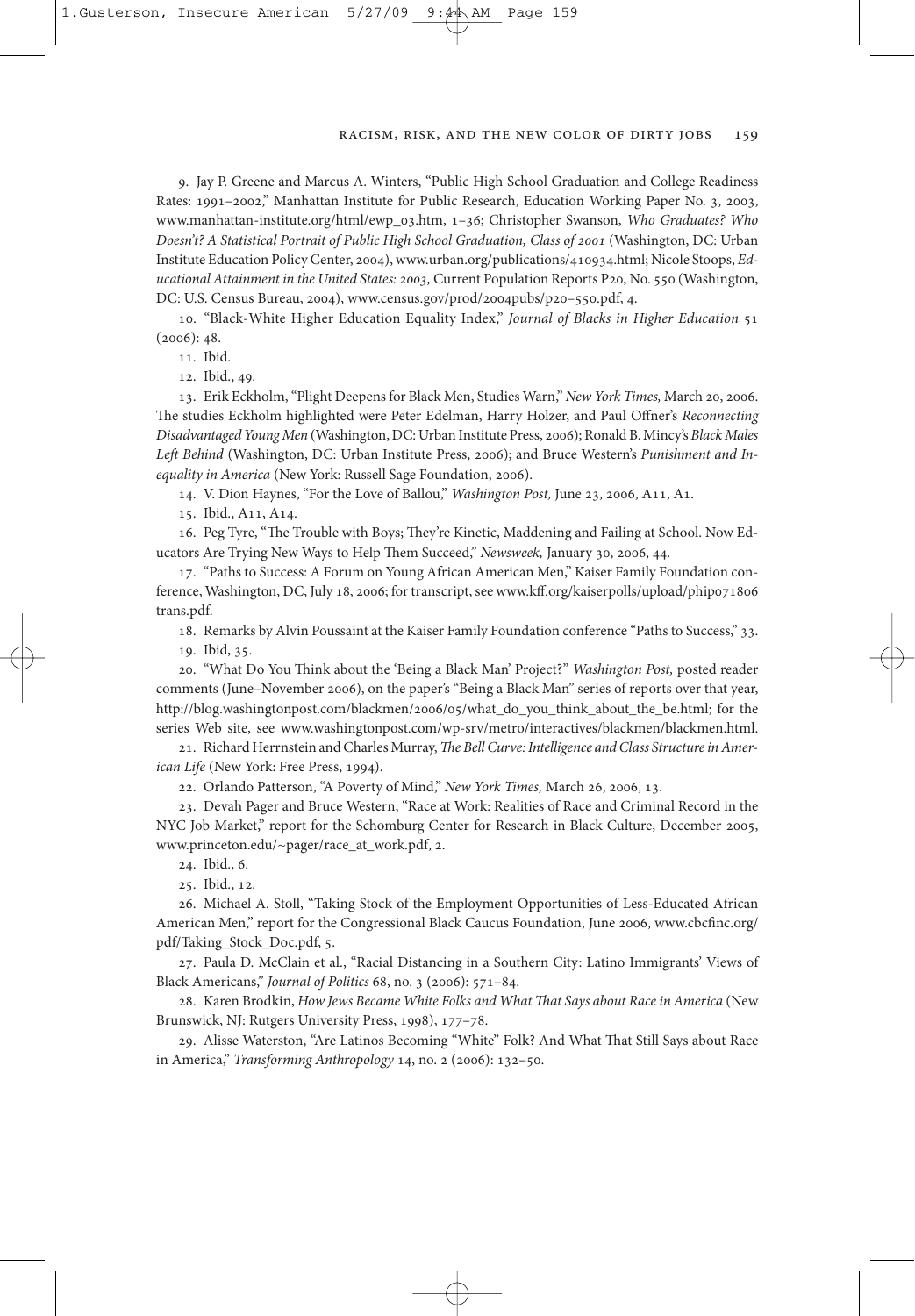9. Jay P. Greene and Marcus A. Winters, "Public High School Graduation and College Readiness Rates: 1991–2002," Manhattan Institute for Public Research, Education Working Paper No. 3, 2003, www.manhattan-institute.org/html/ewp_03.htm, 1–36; Christopher Swanson, *Who Graduates? Who Doesn't? A Statistical Portrait of Public High School Graduation, Class of 2001* (Washington, DC: Urban Institute Education Policy Center, 2004), www.urban.org/publications/410934.html; Nicole Stoops, *Educational Attainment in the United States: 2003,* Current Population Reports P20, No. 550 (Washington, DC: U.S. Census Bureau, 2004), www.census.gov/prod/2004pubs/p20–550.pdf, 4.

10. "Black-White Higher Education Equality Index," *Journal of Blacks in Higher Education* 51 (2006): 48.

11. Ibid.

12. Ibid., 49.

13. Erik Eckholm, "Plight Deepens for Black Men, Studies Warn," *New York Times,* March 20, 2006. The studies Eckholm highlighted were Peter Edelman, Harry Holzer, and Paul Offner's *Reconnecting Disadvantaged Young Men* (Washington, DC: Urban Institute Press, 2006); Ronald B. Mincy's *Black Males Left Behind* (Washington, DC: Urban Institute Press, 2006); and Bruce Western's *Punishment and Inequality in America* (New York: Russell Sage Foundation, 2006).

14. V. Dion Haynes, "For the Love of Ballou," *Washington Post,* June 23, 2006, A11, A1.

15. Ibid., A11, A14.

16. Peg Tyre, "The Trouble with Boys; They're Kinetic, Maddening and Failing at School. Now Educators Are Trying New Ways to Help Them Succeed," *Newsweek,* January 30, 2006, 44.

17. "Paths to Success: A Forum on Young African American Men," Kaiser Family Foundation conference, Washington, DC, July 18, 2006; for transcript, see www.kff.org/kaiserpolls/upload/phip071806trans.pdf.

18. Remarks by Alvin Poussaint at the Kaiser Family Foundation conference "Paths to Success," 33.

19. Ibid, 35.

20. "What Do You Think about the 'Being a Black Man' Project?" *Washington Post,* posted reader comments (June–November 2006), on the paper's "Being a Black Man" series of reports over that year, http://blog.washingtonpost.com/blackmen/2006/05/what_do_you_think_about_the_be.html; for the series Web site, see www.washingtonpost.com/wp-srv/metro/interactives/blackmen/blackmen.html.

21. Richard Herrnstein and Charles Murray, *The Bell Curve: Intelligence and Class Structure in American Life* (New York: Free Press, 1994).

22. Orlando Patterson, "A Poverty of Mind," *New York Times,* March 26, 2006, 13.

23. Devah Pager and Bruce Western, "Race at Work: Realities of Race and Criminal Record in the NYC Job Market," report for the Schomburg Center for Research in Black Culture, December 2005, www.princeton.edu/~pager/race_at_work.pdf, 2.

24. Ibid., 6.

25. Ibid., 12.

26. Michael A. Stoll, "Taking Stock of the Employment Opportunities of Less-Educated African American Men," report for the Congressional Black Caucus Foundation, June 2006, www.cbcfinc.org/pdf/Taking_Stock_Doc.pdf, 5.

27. Paula D. McClain et al., "Racial Distancing in a Southern City: Latino Immigrants' Views of Black Americans," *Journal of Politics* 68, no. 3 (2006): 571–84.

28. Karen Brodkin, *How Jews Became White Folks and What That Says about Race in America* (New Brunswick, NJ: Rutgers University Press, 1998), 177–78.

29. Alisse Waterston, "Are Latinos Becoming "White" Folk? And What That Still Says about Race in America," *Transforming Anthropology* 14, no. 2 (2006): 132–50.